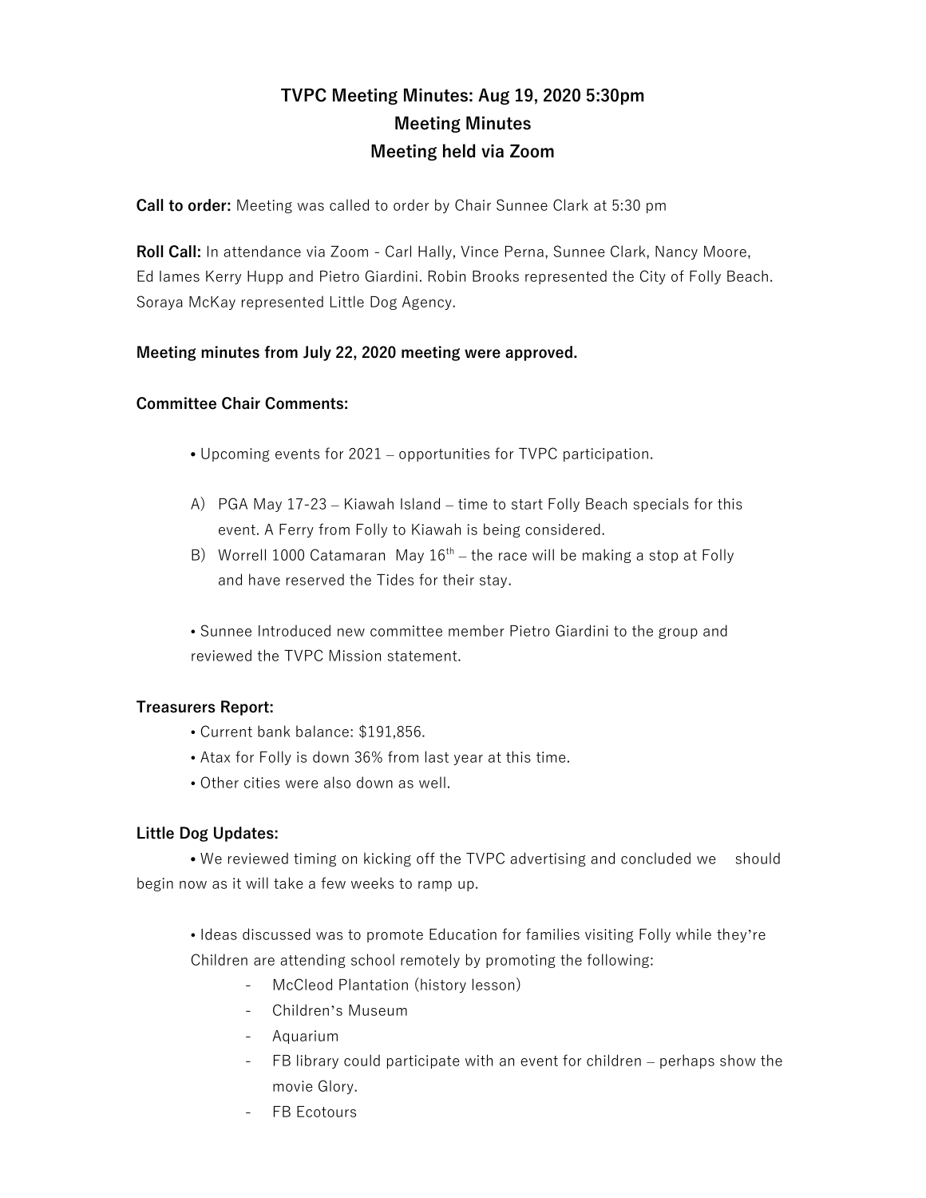# TVPC Meeting Minutes: Aug 19, 2020 5:30pm
## Meeting Minutes
## Meeting held via Zoom

**Call to order:** Meeting was called to order by Chair Sunnee Clark at 5:30 pm

**Roll Call:** In attendance via Zoom - Carl Hally, Vince Perna, Sunnee Clark, Nancy Moore, Ed Iames Kerry Hupp and Pietro Giardini. Robin Brooks represented the City of Folly Beach. Soraya McKay represented Little Dog Agency.

**Meeting minutes from July 22, 2020 meeting were approved.**

**Committee Chair Comments:**

• Upcoming events for 2021 – opportunities for TVPC participation.

A) PGA May 17-23 – Kiawah Island – time to start Folly Beach specials for this event. A Ferry from Folly to Kiawah is being considered.

B) Worrell 1000 Catamaran May 16th – the race will be making a stop at Folly and have reserved the Tides for their stay.

• Sunnee Introduced new committee member Pietro Giardini to the group and reviewed the TVPC Mission statement.

**Treasurers Report:**

• Current bank balance: $191,856.

• Atax for Folly is down 36% from last year at this time.

• Other cities were also down as well.

**Little Dog Updates:**

• We reviewed timing on kicking off the TVPC advertising and concluded we should begin now as it will take a few weeks to ramp up.

• Ideas discussed was to promote Education for families visiting Folly while they're Children are attending school remotely by promoting the following:

- McCleod Plantation (history lesson)
- Children's Museum
- Aquarium
- FB library could participate with an event for children – perhaps show the movie Glory.
- FB Ecotours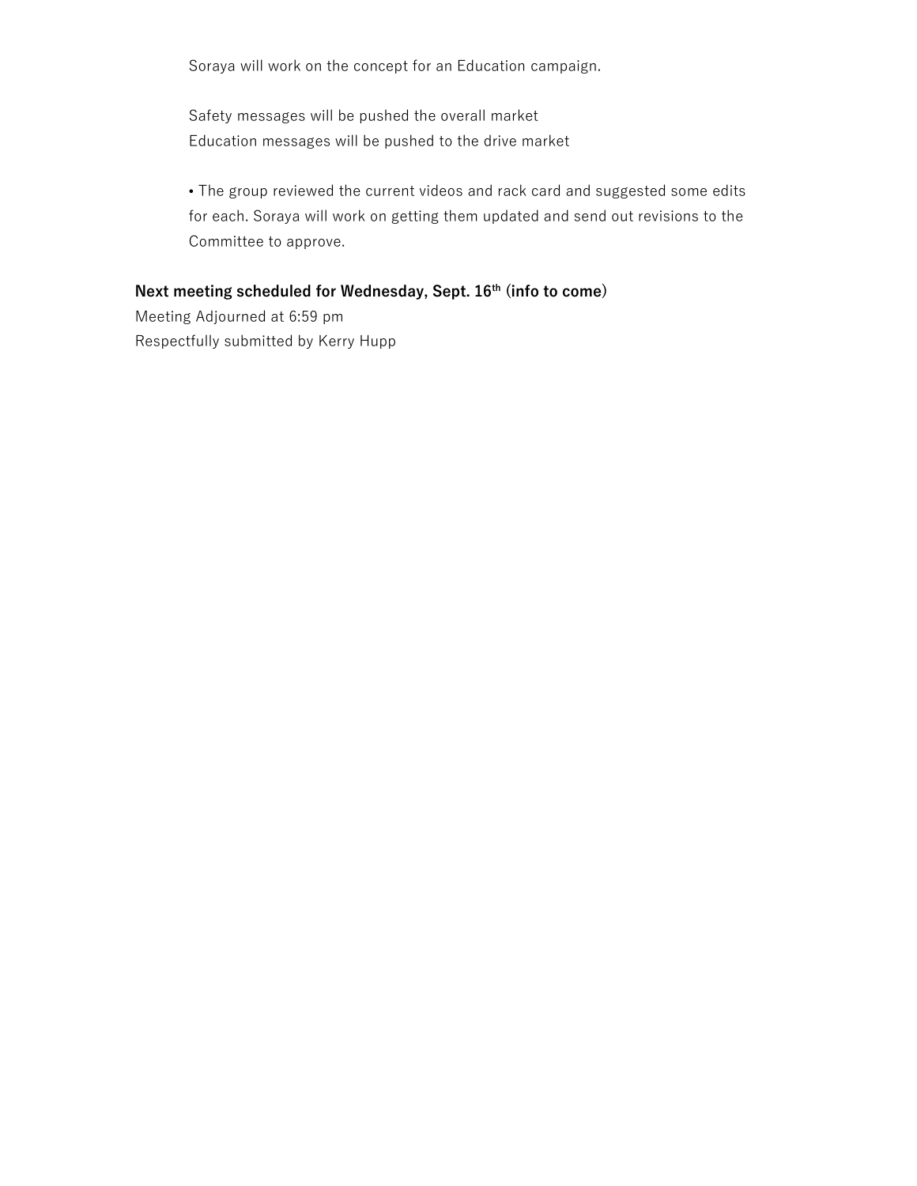Soraya will work on the concept for an Education campaign.

Safety messages will be pushed the overall market
Education messages will be pushed to the drive market

• The group reviewed the current videos and rack card and suggested some edits for each. Soraya will work on getting them updated and send out revisions to the Committee to approve.

**Next meeting scheduled for Wednesday, Sept. 16th (info to come)**
Meeting Adjourned at 6:59 pm
Respectfully submitted by Kerry Hupp